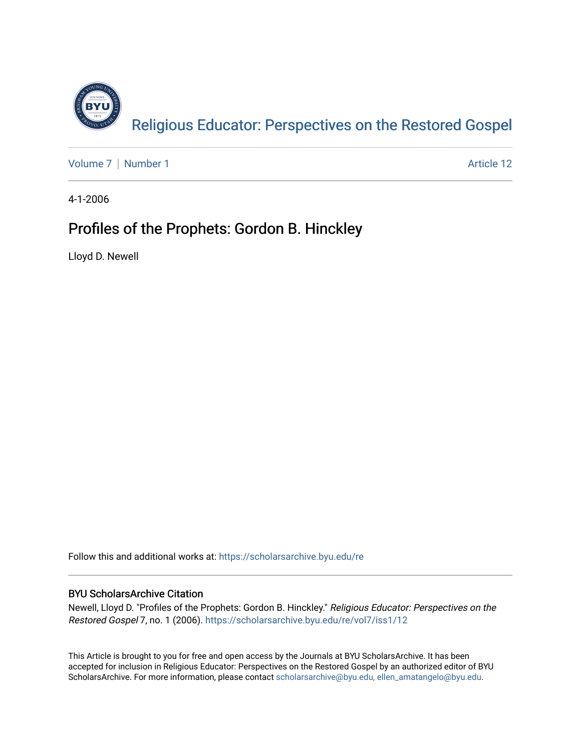Religious Educator: Perspectives on the Restored Gospel

Volume 7 | Number 1 | Article 12

4-1-2006

# Profiles of the Prophets: Gordon B. Hinckley

Lloyd D. Newell

Follow this and additional works at: https://scholarsarchive.byu.edu/re

## BYU ScholarsArchive Citation

Newell, Lloyd D. "Profiles of the Prophets: Gordon B. Hinckley." *Religious Educator: Perspectives on the Restored Gospel* 7, no. 1 (2006). https://scholarsarchive.byu.edu/re/vol7/iss1/12

This Article is brought to you for free and open access by the Journals at BYU ScholarsArchive. It has been accepted for inclusion in Religious Educator: Perspectives on the Restored Gospel by an authorized editor of BYU ScholarsArchive. For more information, please contact scholarsarchive@byu.edu, ellen_amatangelo@byu.edu.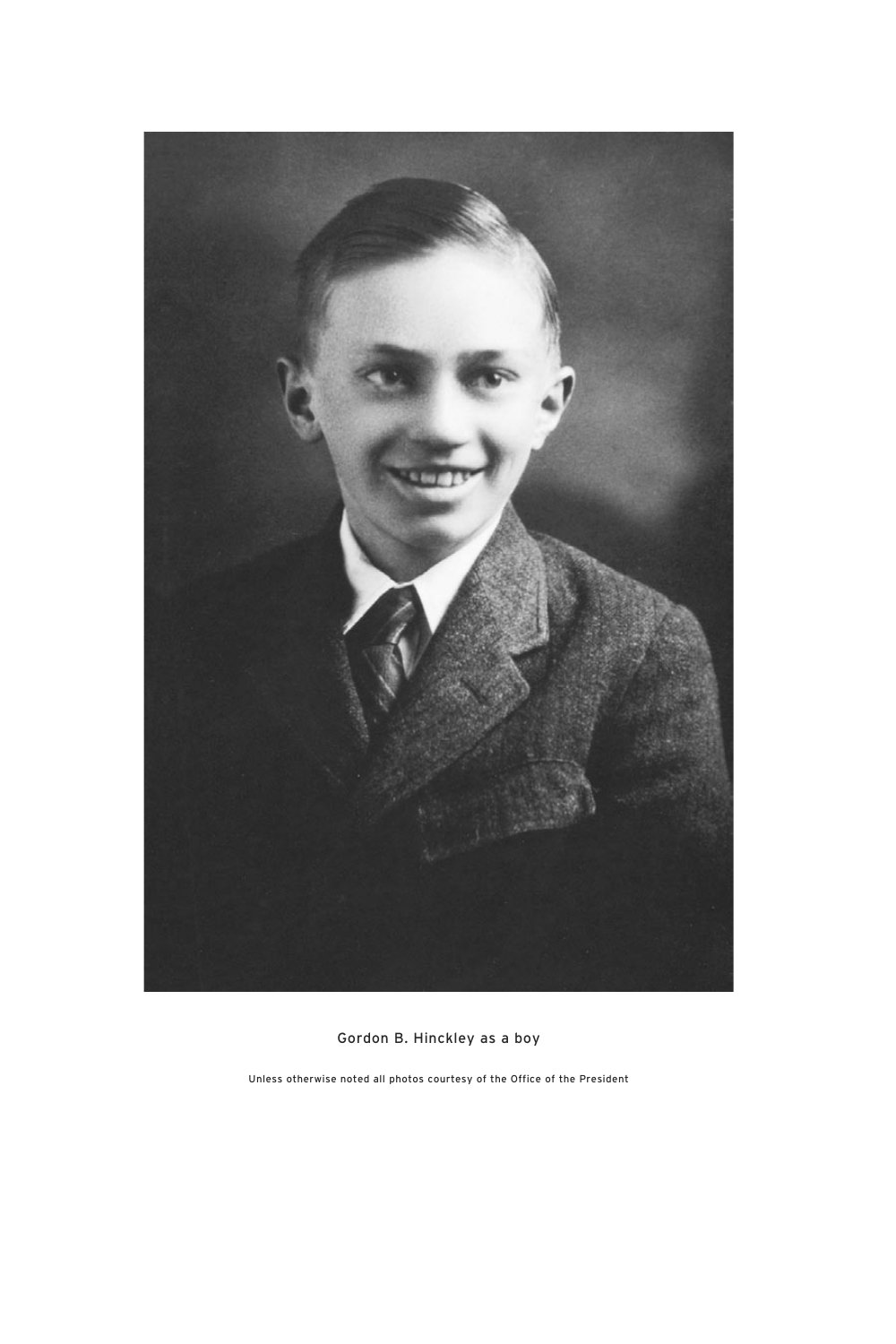Gordon B. Hinckley as a boy

Unless otherwise noted all photos courtesy of the Office of the President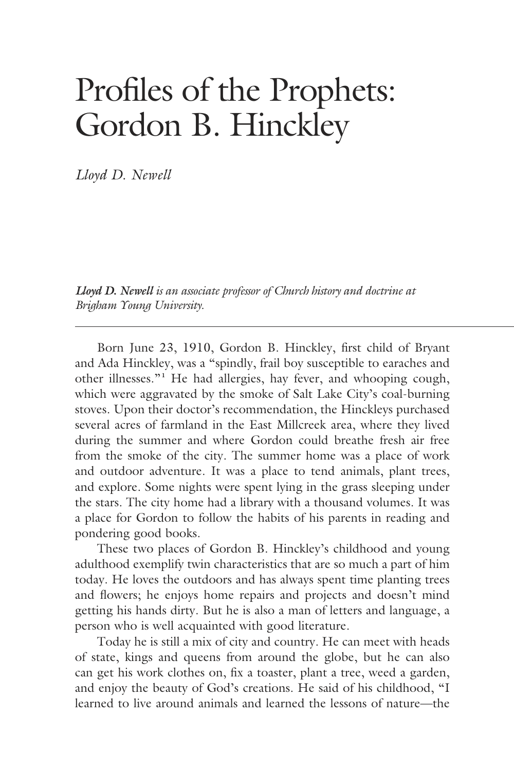# Profiles of the Prophets: Gordon B. Hinckley

*Lloyd D. Newell*

***Lloyd D. Newell** is an associate professor of Church history and doctrine at Brigham Young University.*

---

Born June 23, 1910, Gordon B. Hinckley, first child of Bryant and Ada Hinckley, was a "spindly, frail boy susceptible to earaches and other illnesses."[1] He had allergies, hay fever, and whooping cough, which were aggravated by the smoke of Salt Lake City's coal-burning stoves. Upon their doctor's recommendation, the Hinckleys purchased several acres of farmland in the East Millcreek area, where they lived during the summer and where Gordon could breathe fresh air free from the smoke of the city. The summer home was a place of work and outdoor adventure. It was a place to tend animals, plant trees, and explore. Some nights were spent lying in the grass sleeping under the stars. The city home had a library with a thousand volumes. It was a place for Gordon to follow the habits of his parents in reading and pondering good books.

These two places of Gordon B. Hinckley's childhood and young adulthood exemplify twin characteristics that are so much a part of him today. He loves the outdoors and has always spent time planting trees and flowers; he enjoys home repairs and projects and doesn't mind getting his hands dirty. But he is also a man of letters and language, a person who is well acquainted with good literature.

Today he is still a mix of city and country. He can meet with heads of state, kings and queens from around the globe, but he can also can get his work clothes on, fix a toaster, plant a tree, weed a garden, and enjoy the beauty of God's creations. He said of his childhood, "I learned to live around animals and learned the lessons of nature—the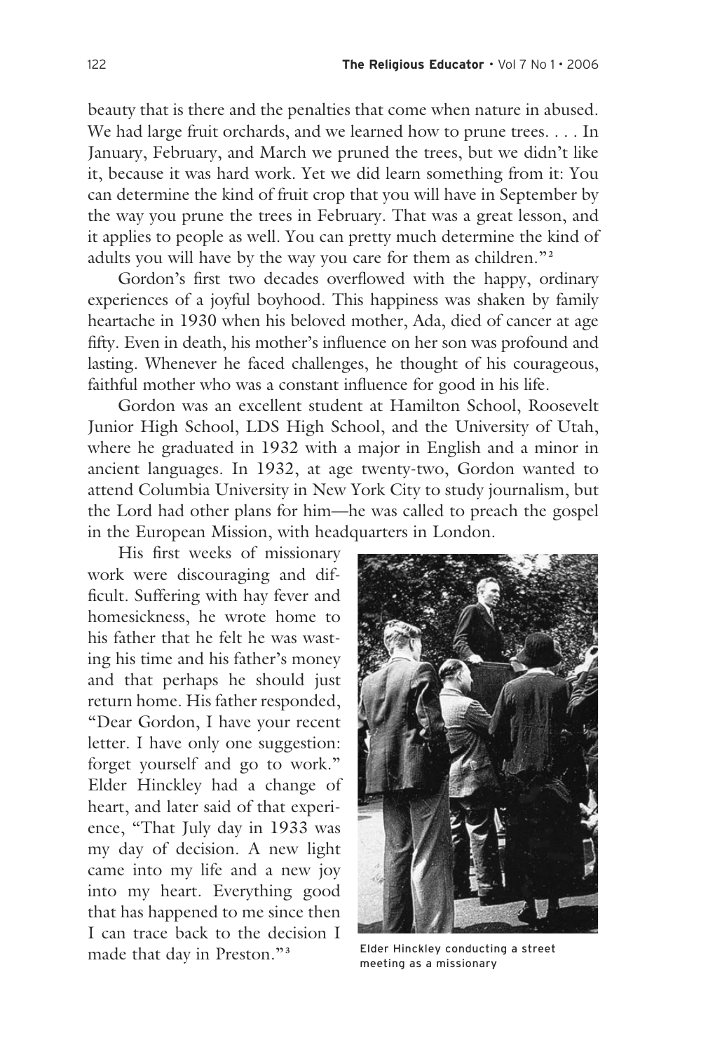beauty that is there and the penalties that come when nature in abused. We had large fruit orchards, and we learned how to prune trees. . . . In January, February, and March we pruned the trees, but we didn't like it, because it was hard work. Yet we did learn something from it: You can determine the kind of fruit crop that you will have in September by the way you prune the trees in February. That was a great lesson, and it applies to people as well. You can pretty much determine the kind of adults you will have by the way you care for them as children."[2]

Gordon's first two decades overflowed with the happy, ordinary experiences of a joyful boyhood. This happiness was shaken by family heartache in 1930 when his beloved mother, Ada, died of cancer at age fifty. Even in death, his mother's influence on her son was profound and lasting. Whenever he faced challenges, he thought of his courageous, faithful mother who was a constant influence for good in his life.

Gordon was an excellent student at Hamilton School, Roosevelt Junior High School, LDS High School, and the University of Utah, where he graduated in 1932 with a major in English and a minor in ancient languages. In 1932, at age twenty-two, Gordon wanted to attend Columbia University in New York City to study journalism, but the Lord had other plans for him—he was called to preach the gospel in the European Mission, with headquarters in London.

His first weeks of missionary work were discouraging and difficult. Suffering with hay fever and homesickness, he wrote home to his father that he felt he was wasting his time and his father's money and that perhaps he should just return home. His father responded, "Dear Gordon, I have your recent letter. I have only one suggestion: forget yourself and go to work." Elder Hinckley had a change of heart, and later said of that experience, "That July day in 1933 was my day of decision. A new light came into my life and a new joy into my heart. Everything good that has happened to me since then I can trace back to the decision I made that day in Preston."[3]

Elder Hinckley conducting a street meeting as a missionary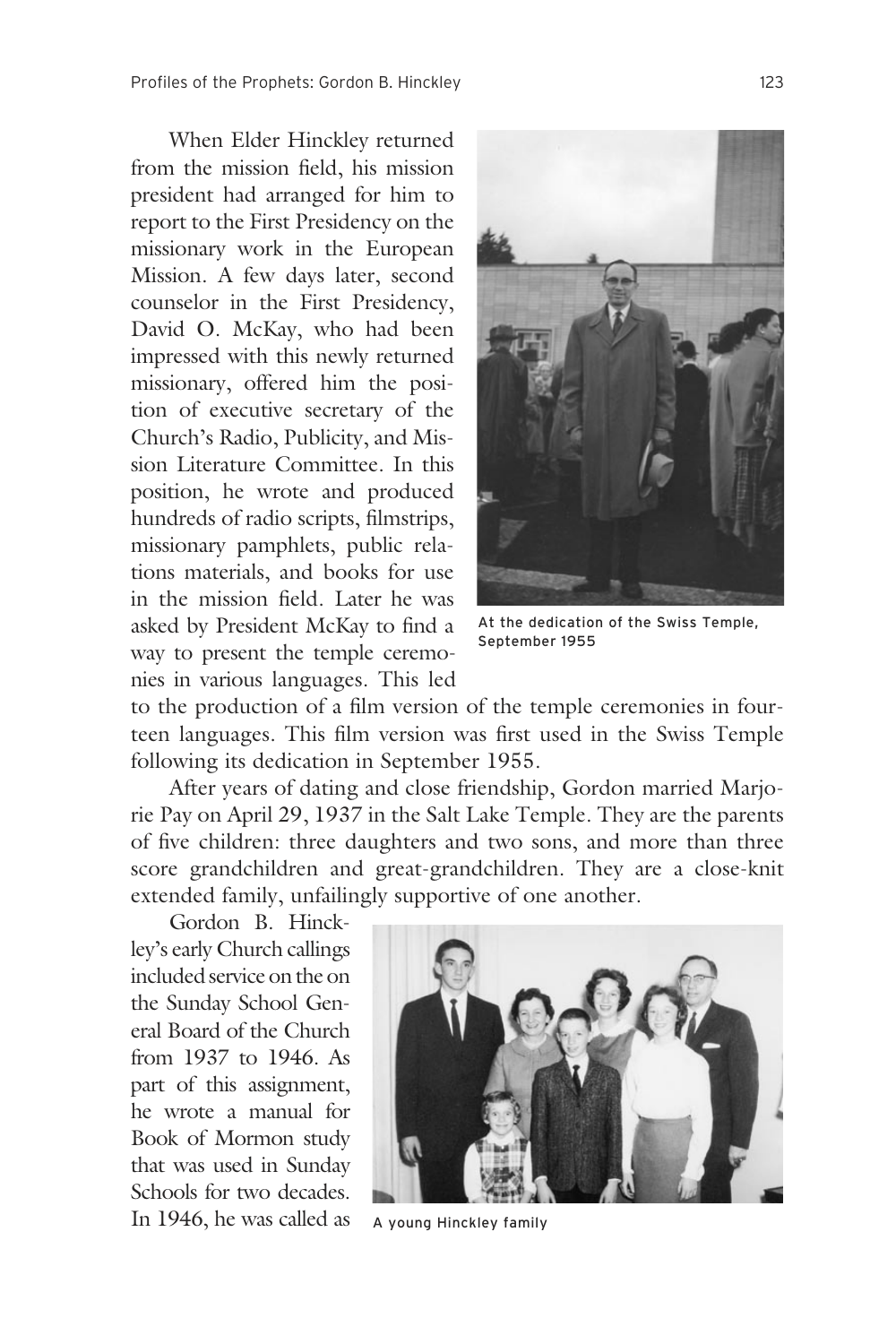When Elder Hinckley returned from the mission field, his mission president had arranged for him to report to the First Presidency on the missionary work in the European Mission. A few days later, second counselor in the First Presidency, David O. McKay, who had been impressed with this newly returned missionary, offered him the position of executive secretary of the Church's Radio, Publicity, and Mission Literature Committee. In this position, he wrote and produced hundreds of radio scripts, filmstrips, missionary pamphlets, public relations materials, and books for use in the mission field. Later he was asked by President McKay to find a way to present the temple ceremonies in various languages. This led to the production of a film version of the temple ceremonies in fourteen languages. This film version was first used in the Swiss Temple following its dedication in September 1955.

At the dedication of the Swiss Temple, September 1955

After years of dating and close friendship, Gordon married Marjorie Pay on April 29, 1937 in the Salt Lake Temple. They are the parents of five children: three daughters and two sons, and more than three score grandchildren and great-grandchildren. They are a close-knit extended family, unfailingly supportive of one another.

Gordon B. Hinckley's early Church callings included service on the on the Sunday School General Board of the Church from 1937 to 1946. As part of this assignment, he wrote a manual for Book of Mormon study that was used in Sunday Schools for two decades. In 1946, he was called as

A young Hinckley family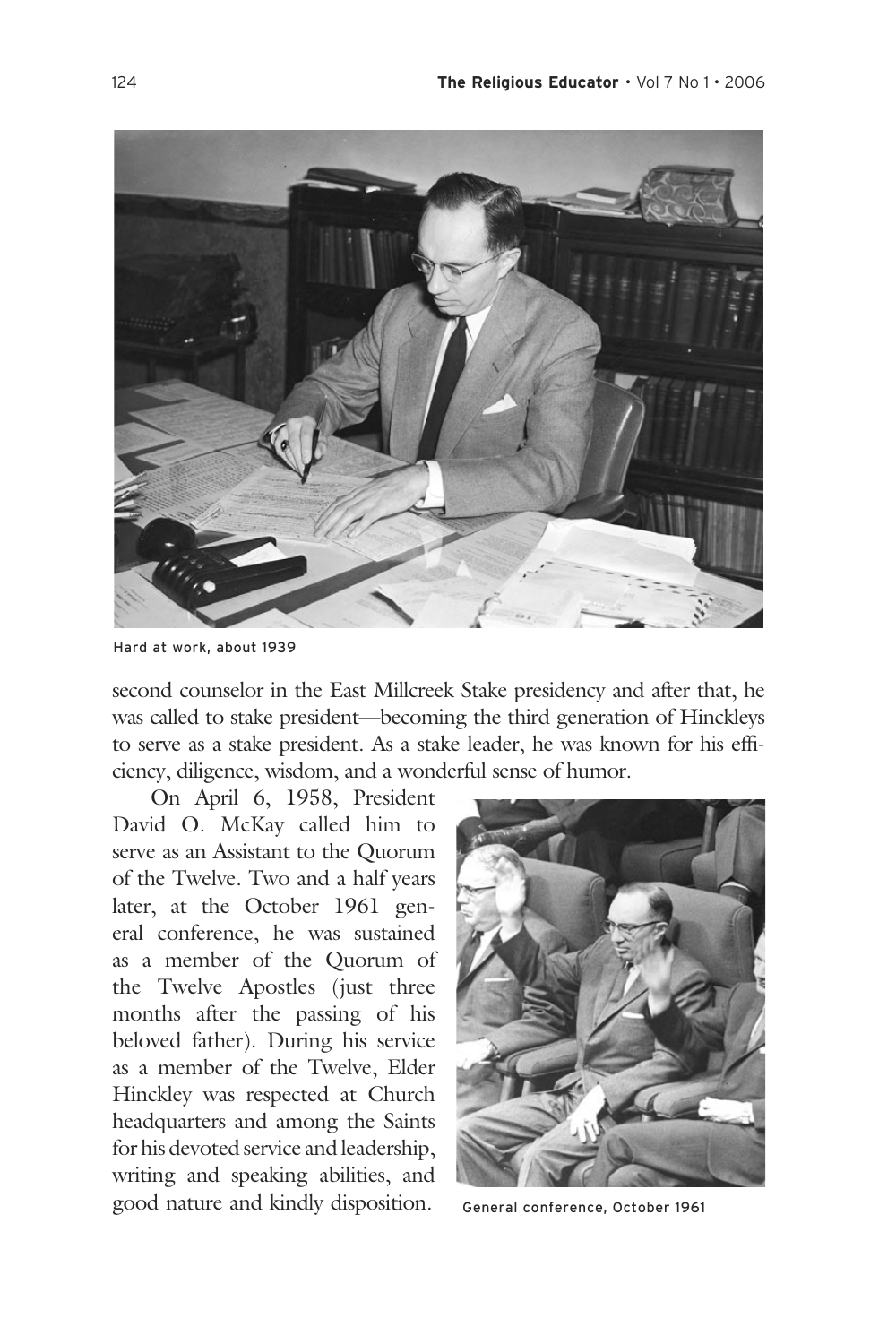Hard at work, about 1939

second counselor in the East Millcreek Stake presidency and after that, he was called to stake president—becoming the third generation of Hinckleys to serve as a stake president. As a stake leader, he was known for his efficiency, diligence, wisdom, and a wonderful sense of humor.

On April 6, 1958, President David O. McKay called him to serve as an Assistant to the Quorum of the Twelve. Two and a half years later, at the October 1961 general conference, he was sustained as a member of the Quorum of the Twelve Apostles (just three months after the passing of his beloved father). During his service as a member of the Twelve, Elder Hinckley was respected at Church headquarters and among the Saints for his devoted service and leadership, writing and speaking abilities, and good nature and kindly disposition.

General conference, October 1961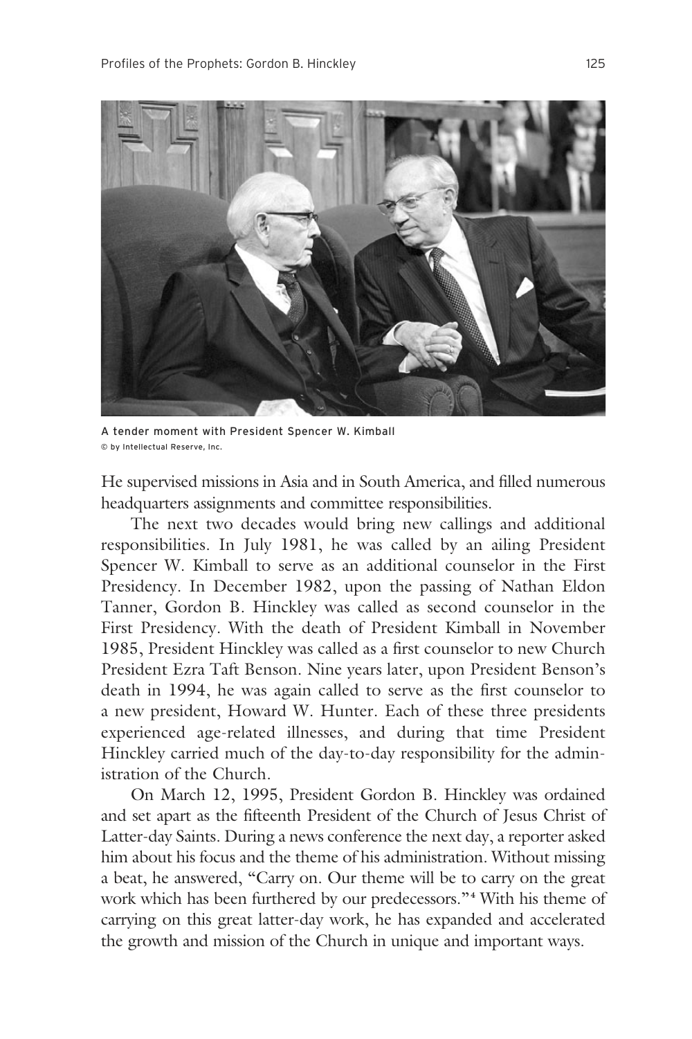A tender moment with President Spencer W. Kimball
© by Intellectual Reserve, Inc.

He supervised missions in Asia and in South America, and filled numerous headquarters assignments and committee responsibilities.

The next two decades would bring new callings and additional responsibilities. In July 1981, he was called by an ailing President Spencer W. Kimball to serve as an additional counselor in the First Presidency. In December 1982, upon the passing of Nathan Eldon Tanner, Gordon B. Hinckley was called as second counselor in the First Presidency. With the death of President Kimball in November 1985, President Hinckley was called as a first counselor to new Church President Ezra Taft Benson. Nine years later, upon President Benson's death in 1994, he was again called to serve as the first counselor to a new president, Howard W. Hunter. Each of these three presidents experienced age-related illnesses, and during that time President Hinckley carried much of the day-to-day responsibility for the administration of the Church.

On March 12, 1995, President Gordon B. Hinckley was ordained and set apart as the fifteenth President of the Church of Jesus Christ of Latter-day Saints. During a news conference the next day, a reporter asked him about his focus and the theme of his administration. Without missing a beat, he answered, "Carry on. Our theme will be to carry on the great work which has been furthered by our predecessors."[4] With his theme of carrying on this great latter-day work, he has expanded and accelerated the growth and mission of the Church in unique and important ways.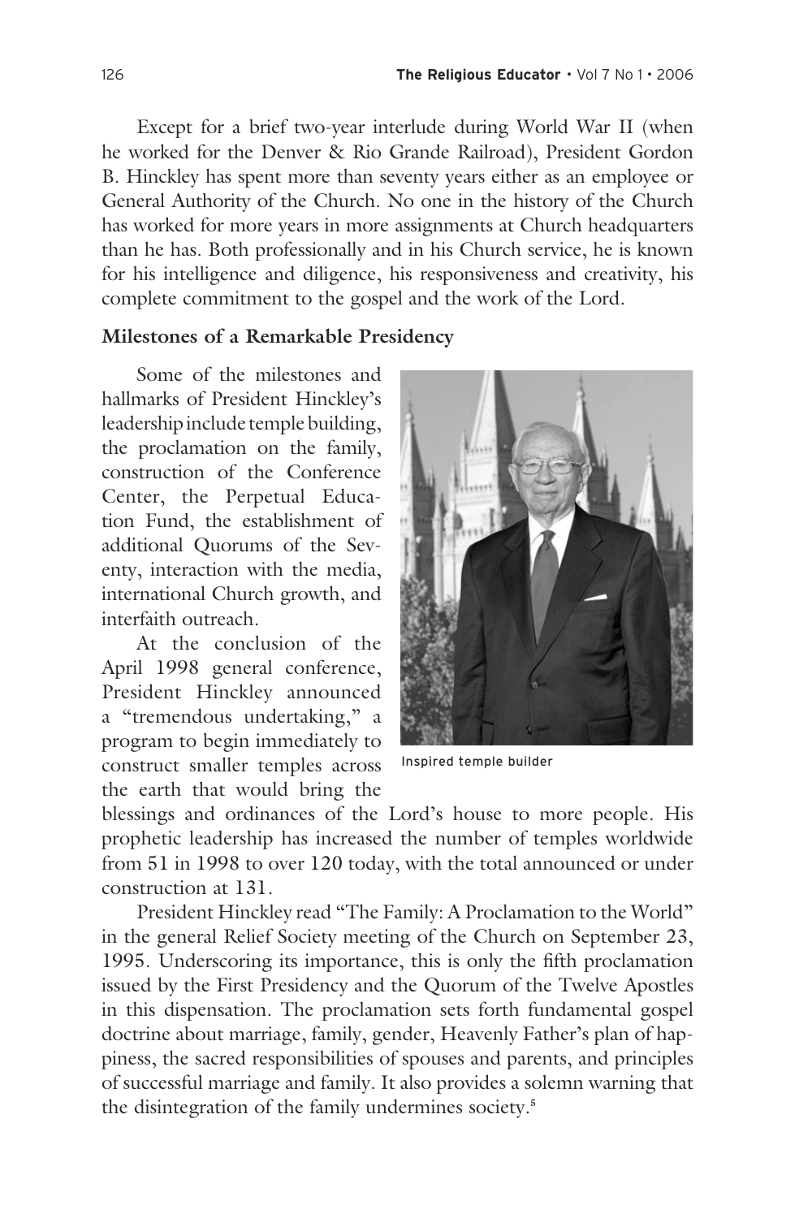Except for a brief two-year interlude during World War II (when he worked for the Denver & Rio Grande Railroad), President Gordon B. Hinckley has spent more than seventy years either as an employee or General Authority of the Church. No one in the history of the Church has worked for more years in more assignments at Church headquarters than he has. Both professionally and in his Church service, he is known for his intelligence and diligence, his responsiveness and creativity, his complete commitment to the gospel and the work of the Lord.

### Milestones of a Remarkable Presidency

Some of the milestones and hallmarks of President Hinckley's leadership include temple building, the proclamation on the family, construction of the Conference Center, the Perpetual Education Fund, the establishment of additional Quorums of the Seventy, interaction with the media, international Church growth, and interfaith outreach.

Inspired temple builder

At the conclusion of the April 1998 general conference, President Hinckley announced a "tremendous undertaking," a program to begin immediately to construct smaller temples across the earth that would bring the blessings and ordinances of the Lord's house to more people. His prophetic leadership has increased the number of temples worldwide from 51 in 1998 to over 120 today, with the total announced or under construction at 131.

President Hinckley read "The Family: A Proclamation to the World" in the general Relief Society meeting of the Church on September 23, 1995. Underscoring its importance, this is only the fifth proclamation issued by the First Presidency and the Quorum of the Twelve Apostles in this dispensation. The proclamation sets forth fundamental gospel doctrine about marriage, family, gender, Heavenly Father's plan of happiness, the sacred responsibilities of spouses and parents, and principles of successful marriage and family. It also provides a solemn warning that the disintegration of the family undermines society.[5]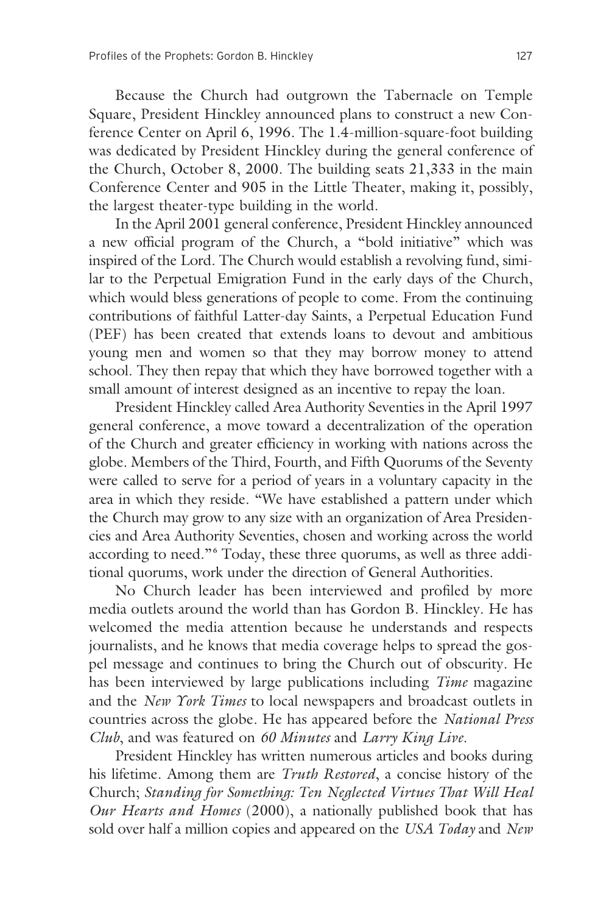Because the Church had outgrown the Tabernacle on Temple Square, President Hinckley announced plans to construct a new Conference Center on April 6, 1996. The 1.4-million-square-foot building was dedicated by President Hinckley during the general conference of the Church, October 8, 2000. The building seats 21,333 in the main Conference Center and 905 in the Little Theater, making it, possibly, the largest theater-type building in the world.

In the April 2001 general conference, President Hinckley announced a new official program of the Church, a "bold initiative" which was inspired of the Lord. The Church would establish a revolving fund, similar to the Perpetual Emigration Fund in the early days of the Church, which would bless generations of people to come. From the continuing contributions of faithful Latter-day Saints, a Perpetual Education Fund (PEF) has been created that extends loans to devout and ambitious young men and women so that they may borrow money to attend school. They then repay that which they have borrowed together with a small amount of interest designed as an incentive to repay the loan.

President Hinckley called Area Authority Seventies in the April 1997 general conference, a move toward a decentralization of the operation of the Church and greater efficiency in working with nations across the globe. Members of the Third, Fourth, and Fifth Quorums of the Seventy were called to serve for a period of years in a voluntary capacity in the area in which they reside. "We have established a pattern under which the Church may grow to any size with an organization of Area Presidencies and Area Authority Seventies, chosen and working across the world according to need."[6] Today, these three quorums, as well as three additional quorums, work under the direction of General Authorities.

No Church leader has been interviewed and profiled by more media outlets around the world than has Gordon B. Hinckley. He has welcomed the media attention because he understands and respects journalists, and he knows that media coverage helps to spread the gospel message and continues to bring the Church out of obscurity. He has been interviewed by large publications including *Time* magazine and the *New York Times* to local newspapers and broadcast outlets in countries across the globe. He has appeared before the *National Press Club*, and was featured on *60 Minutes* and *Larry King Live*.

President Hinckley has written numerous articles and books during his lifetime. Among them are *Truth Restored*, a concise history of the Church; *Standing for Something: Ten Neglected Virtues That Will Heal Our Hearts and Homes* (2000), a nationally published book that has sold over half a million copies and appeared on the *USA Today* and *New*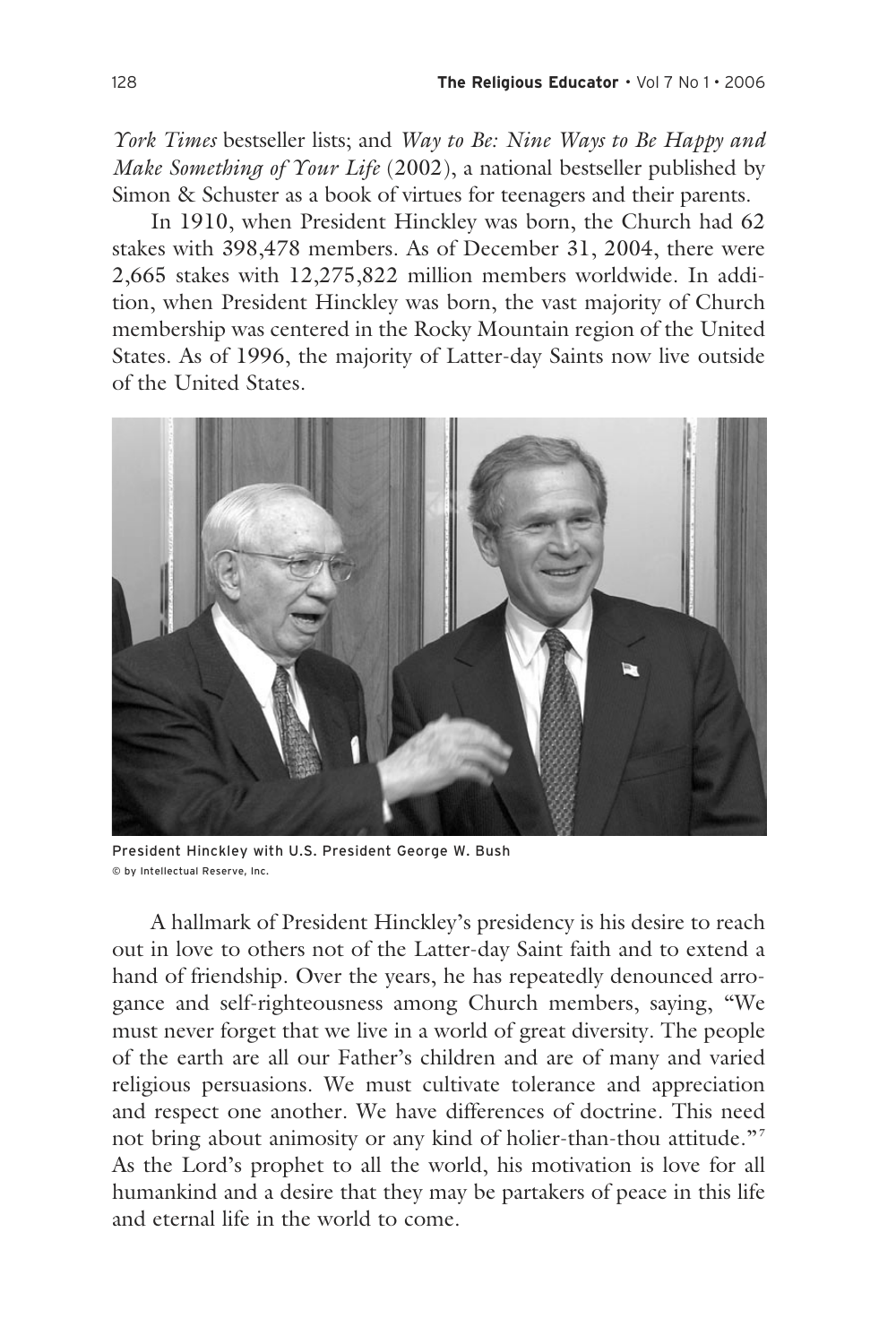*York Times* bestseller lists; and *Way to Be: Nine Ways to Be Happy and Make Something of Your Life* (2002), a national bestseller published by Simon & Schuster as a book of virtues for teenagers and their parents.

In 1910, when President Hinckley was born, the Church had 62 stakes with 398,478 members. As of December 31, 2004, there were 2,665 stakes with 12,275,822 million members worldwide. In addition, when President Hinckley was born, the vast majority of Church membership was centered in the Rocky Mountain region of the United States. As of 1996, the majority of Latter-day Saints now live outside of the United States.

President Hinckley with U.S. President George W. Bush
© by Intellectual Reserve, Inc.

A hallmark of President Hinckley's presidency is his desire to reach out in love to others not of the Latter-day Saint faith and to extend a hand of friendship. Over the years, he has repeatedly denounced arrogance and self-righteousness among Church members, saying, "We must never forget that we live in a world of great diversity. The people of the earth are all our Father's children and are of many and varied religious persuasions. We must cultivate tolerance and appreciation and respect one another. We have differences of doctrine. This need not bring about animosity or any kind of holier-than-thou attitude."[7] As the Lord's prophet to all the world, his motivation is love for all humankind and a desire that they may be partakers of peace in this life and eternal life in the world to come.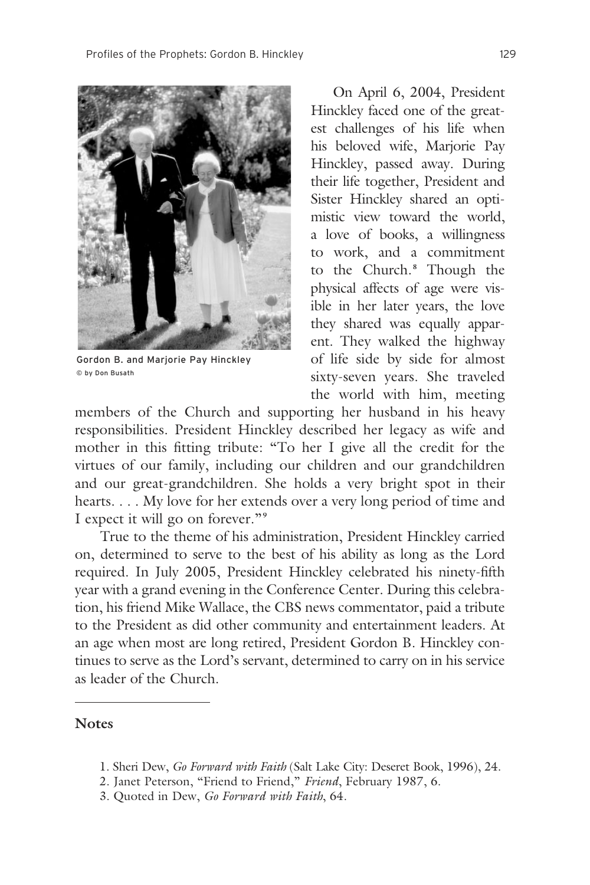Gordon B. and Marjorie Pay Hinckley
© by Don Busath

On April 6, 2004, President Hinckley faced one of the greatest challenges of his life when his beloved wife, Marjorie Pay Hinckley, passed away. During their life together, President and Sister Hinckley shared an optimistic view toward the world, a love of books, a willingness to work, and a commitment to the Church.[8] Though the physical affects of age were visible in her later years, the love they shared was equally apparent. They walked the highway of life side by side for almost sixty-seven years. She traveled the world with him, meeting members of the Church and supporting her husband in his heavy responsibilities. President Hinckley described her legacy as wife and mother in this fitting tribute: "To her I give all the credit for the virtues of our family, including our children and our grandchildren and our great-grandchildren. She holds a very bright spot in their hearts. . . . My love for her extends over a very long period of time and I expect it will go on forever."[9]

True to the theme of his administration, President Hinckley carried on, determined to serve to the best of his ability as long as the Lord required. In July 2005, President Hinckley celebrated his ninety-fifth year with a grand evening in the Conference Center. During this celebration, his friend Mike Wallace, the CBS news commentator, paid a tribute to the President as did other community and entertainment leaders. At an age when most are long retired, President Gordon B. Hinckley continues to serve as the Lord's servant, determined to carry on in his service as leader of the Church.

## Notes

1. Sheri Dew, *Go Forward with Faith* (Salt Lake City: Deseret Book, 1996), 24.
2. Janet Peterson, "Friend to Friend," *Friend*, February 1987, 6.
3. Quoted in Dew, *Go Forward with Faith*, 64.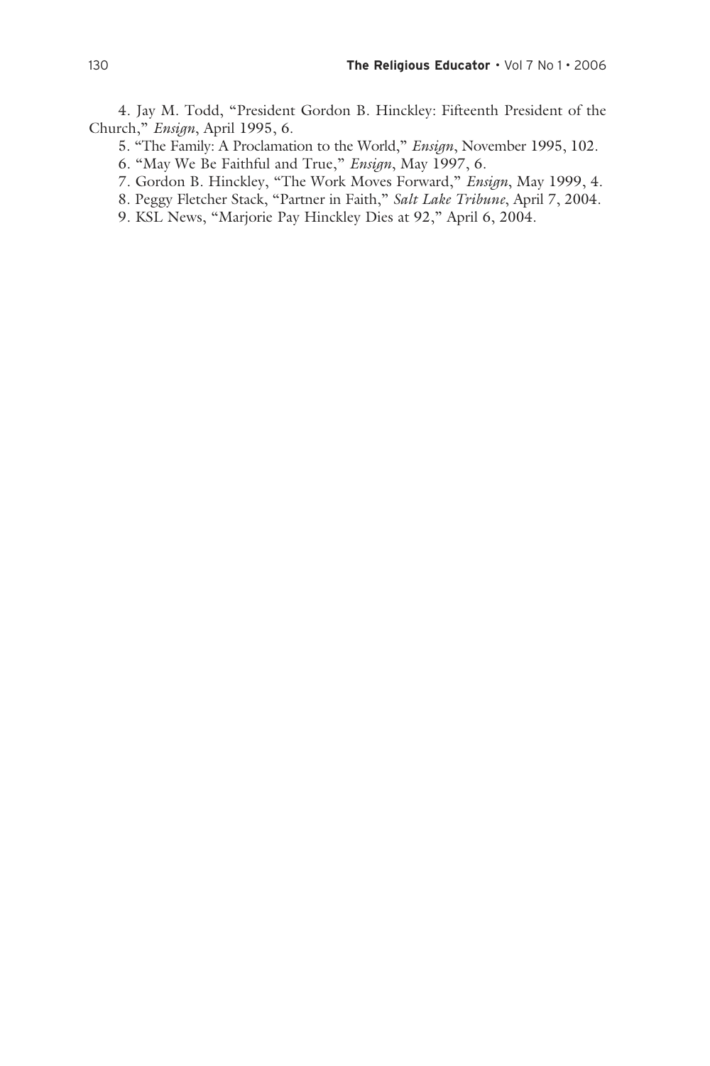4. Jay M. Todd, "President Gordon B. Hinckley: Fifteenth President of the Church," *Ensign*, April 1995, 6.

5. "The Family: A Proclamation to the World," *Ensign*, November 1995, 102.

6. "May We Be Faithful and True," *Ensign*, May 1997, 6.

7. Gordon B. Hinckley, "The Work Moves Forward," *Ensign*, May 1999, 4.

8. Peggy Fletcher Stack, "Partner in Faith," *Salt Lake Tribune*, April 7, 2004.

9. KSL News, "Marjorie Pay Hinckley Dies at 92," April 6, 2004.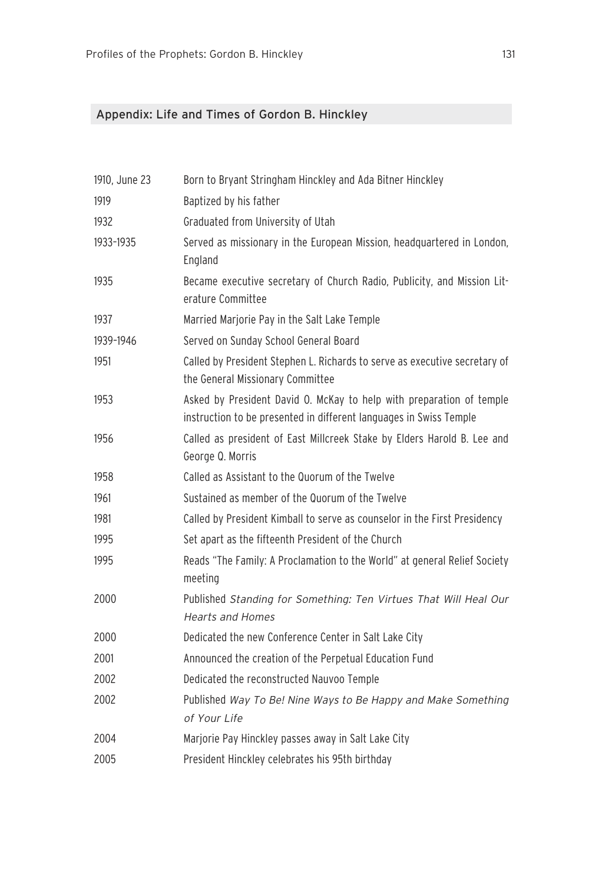## Appendix: Life and Times of Gordon B. Hinckley

| | |
|---|---|
| 1910, June 23 | Born to Bryant Stringham Hinckley and Ada Bitner Hinckley |
| 1919 | Baptized by his father |
| 1932 | Graduated from University of Utah |
| 1933–1935 | Served as missionary in the European Mission, headquartered in London, England |
| 1935 | Became executive secretary of Church Radio, Publicity, and Mission Literature Committee |
| 1937 | Married Marjorie Pay in the Salt Lake Temple |
| 1939–1946 | Served on Sunday School General Board |
| 1951 | Called by President Stephen L. Richards to serve as executive secretary of the General Missionary Committee |
| 1953 | Asked by President David O. McKay to help with preparation of temple instruction to be presented in different languages in Swiss Temple |
| 1956 | Called as president of East Millcreek Stake by Elders Harold B. Lee and George Q. Morris |
| 1958 | Called as Assistant to the Quorum of the Twelve |
| 1961 | Sustained as member of the Quorum of the Twelve |
| 1981 | Called by President Kimball to serve as counselor in the First Presidency |
| 1995 | Set apart as the fifteenth President of the Church |
| 1995 | Reads "The Family: A Proclamation to the World" at general Relief Society meeting |
| 2000 | Published *Standing for Something: Ten Virtues That Will Heal Our Hearts and Homes* |
| 2000 | Dedicated the new Conference Center in Salt Lake City |
| 2001 | Announced the creation of the Perpetual Education Fund |
| 2002 | Dedicated the reconstructed Nauvoo Temple |
| 2002 | Published *Way To Be! Nine Ways to Be Happy and Make Something of Your Life* |
| 2004 | Marjorie Pay Hinckley passes away in Salt Lake City |
| 2005 | President Hinckley celebrates his 95th birthday |